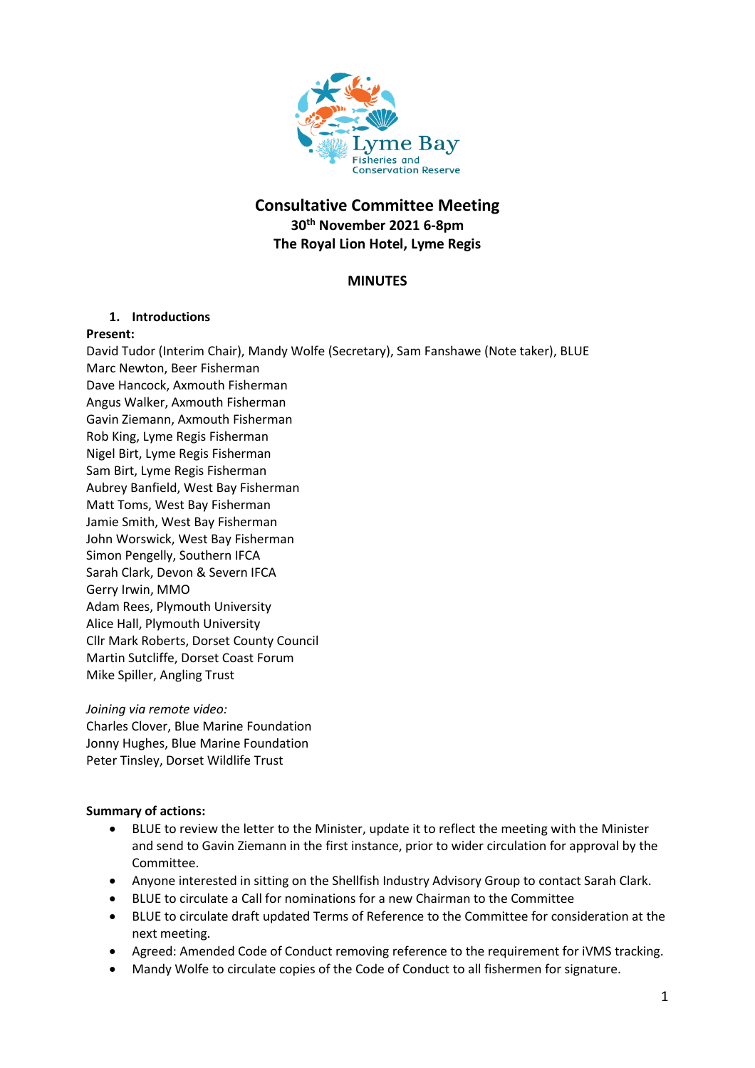# Consultative Committee Meeting

**30th November 2021 6-8pm**
**The Royal Lion Hotel, Lyme Regis**

## MINUTES

### 1. Introductions

**Present:**

David Tudor (Interim Chair), Mandy Wolfe (Secretary), Sam Fanshawe (Note taker), BLUE
Marc Newton, Beer Fisherman
Dave Hancock, Axmouth Fisherman
Angus Walker, Axmouth Fisherman
Gavin Ziemann, Axmouth Fisherman
Rob King, Lyme Regis Fisherman
Nigel Birt, Lyme Regis Fisherman
Sam Birt, Lyme Regis Fisherman
Aubrey Banfield, West Bay Fisherman
Matt Toms, West Bay Fisherman
Jamie Smith, West Bay Fisherman
John Worswick, West Bay Fisherman
Simon Pengelly, Southern IFCA
Sarah Clark, Devon & Severn IFCA
Gerry Irwin, MMO
Adam Rees, Plymouth University
Alice Hall, Plymouth University
Cllr Mark Roberts, Dorset County Council
Martin Sutcliffe, Dorset Coast Forum
Mike Spiller, Angling Trust

*Joining via remote video:*

Charles Clover, Blue Marine Foundation
Jonny Hughes, Blue Marine Foundation
Peter Tinsley, Dorset Wildlife Trust

**Summary of actions:**

- BLUE to review the letter to the Minister, update it to reflect the meeting with the Minister and send to Gavin Ziemann in the first instance, prior to wider circulation for approval by the Committee.
- Anyone interested in sitting on the Shellfish Industry Advisory Group to contact Sarah Clark.
- BLUE to circulate a Call for nominations for a new Chairman to the Committee
- BLUE to circulate draft updated Terms of Reference to the Committee for consideration at the next meeting.
- Agreed: Amended Code of Conduct removing reference to the requirement for iVMS tracking.
- Mandy Wolfe to circulate copies of the Code of Conduct to all fishermen for signature.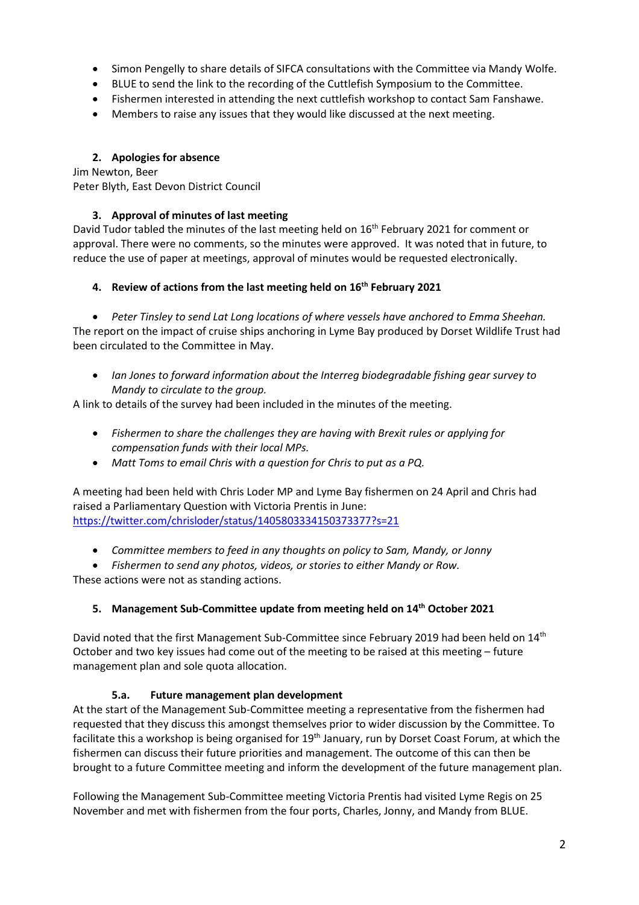- Simon Pengelly to share details of SIFCA consultations with the Committee via Mandy Wolfe.
- BLUE to send the link to the recording of the Cuttlefish Symposium to the Committee.
- Fishermen interested in attending the next cuttlefish workshop to contact Sam Fanshawe.
- Members to raise any issues that they would like discussed at the next meeting.

### 2. Apologies for absence

Jim Newton, Beer
Peter Blyth, East Devon District Council

### 3. Approval of minutes of last meeting

David Tudor tabled the minutes of the last meeting held on 16th February 2021 for comment or approval. There were no comments, so the minutes were approved. It was noted that in future, to reduce the use of paper at meetings, approval of minutes would be requested electronically.

### 4. Review of actions from the last meeting held on 16th February 2021

- *Peter Tinsley to send Lat Long locations of where vessels have anchored to Emma Sheehan.*

The report on the impact of cruise ships anchoring in Lyme Bay produced by Dorset Wildlife Trust had been circulated to the Committee in May.

- *Ian Jones to forward information about the Interreg biodegradable fishing gear survey to Mandy to circulate to the group.*

A link to details of the survey had been included in the minutes of the meeting.

- *Fishermen to share the challenges they are having with Brexit rules or applying for compensation funds with their local MPs.*
- *Matt Toms to email Chris with a question for Chris to put as a PQ.*

A meeting had been held with Chris Loder MP and Lyme Bay fishermen on 24 April and Chris had raised a Parliamentary Question with Victoria Prentis in June:
https://twitter.com/chrisloder/status/1405803334150373377?s=21

- *Committee members to feed in any thoughts on policy to Sam, Mandy, or Jonny*
- *Fishermen to send any photos, videos, or stories to either Mandy or Row.*

These actions were not as standing actions.

### 5. Management Sub-Committee update from meeting held on 14th October 2021

David noted that the first Management Sub-Committee since February 2019 had been held on 14th October and two key issues had come out of the meeting to be raised at this meeting – future management plan and sole quota allocation.

#### 5.a. Future management plan development

At the start of the Management Sub-Committee meeting a representative from the fishermen had requested that they discuss this amongst themselves prior to wider discussion by the Committee. To facilitate this a workshop is being organised for 19th January, run by Dorset Coast Forum, at which the fishermen can discuss their future priorities and management. The outcome of this can then be brought to a future Committee meeting and inform the development of the future management plan.

Following the Management Sub-Committee meeting Victoria Prentis had visited Lyme Regis on 25 November and met with fishermen from the four ports, Charles, Jonny, and Mandy from BLUE.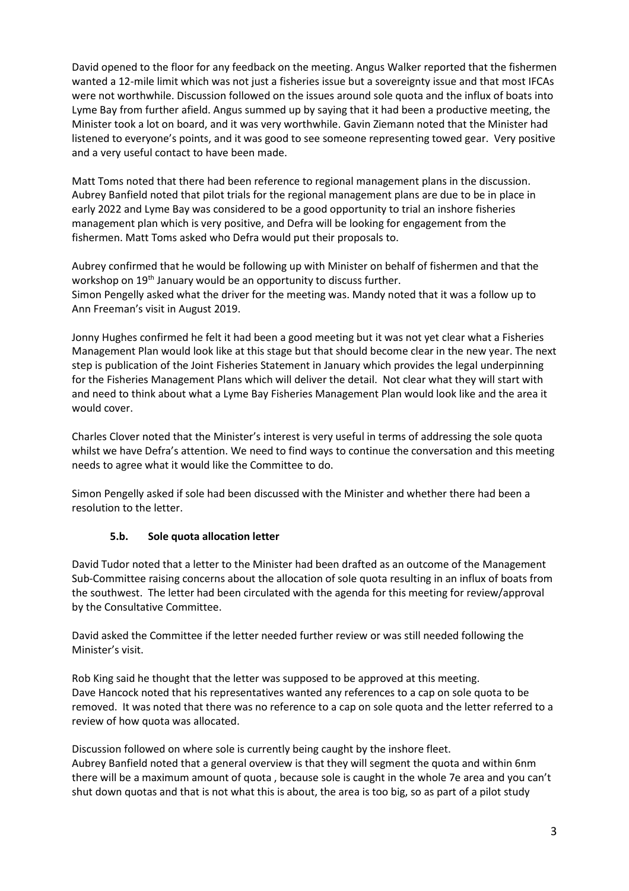David opened to the floor for any feedback on the meeting. Angus Walker reported that the fishermen wanted a 12-mile limit which was not just a fisheries issue but a sovereignty issue and that most IFCAs were not worthwhile. Discussion followed on the issues around sole quota and the influx of boats into Lyme Bay from further afield. Angus summed up by saying that it had been a productive meeting, the Minister took a lot on board, and it was very worthwhile. Gavin Ziemann noted that the Minister had listened to everyone's points, and it was good to see someone representing towed gear. Very positive and a very useful contact to have been made.

Matt Toms noted that there had been reference to regional management plans in the discussion. Aubrey Banfield noted that pilot trials for the regional management plans are due to be in place in early 2022 and Lyme Bay was considered to be a good opportunity to trial an inshore fisheries management plan which is very positive, and Defra will be looking for engagement from the fishermen. Matt Toms asked who Defra would put their proposals to.

Aubrey confirmed that he would be following up with Minister on behalf of fishermen and that the workshop on 19th January would be an opportunity to discuss further.
Simon Pengelly asked what the driver for the meeting was. Mandy noted that it was a follow up to Ann Freeman's visit in August 2019.

Jonny Hughes confirmed he felt it had been a good meeting but it was not yet clear what a Fisheries Management Plan would look like at this stage but that should become clear in the new year. The next step is publication of the Joint Fisheries Statement in January which provides the legal underpinning for the Fisheries Management Plans which will deliver the detail. Not clear what they will start with and need to think about what a Lyme Bay Fisheries Management Plan would look like and the area it would cover.

Charles Clover noted that the Minister's interest is very useful in terms of addressing the sole quota whilst we have Defra's attention. We need to find ways to continue the conversation and this meeting needs to agree what it would like the Committee to do.

Simon Pengelly asked if sole had been discussed with the Minister and whether there had been a resolution to the letter.

### 5.b. Sole quota allocation letter

David Tudor noted that a letter to the Minister had been drafted as an outcome of the Management Sub-Committee raising concerns about the allocation of sole quota resulting in an influx of boats from the southwest. The letter had been circulated with the agenda for this meeting for review/approval by the Consultative Committee.

David asked the Committee if the letter needed further review or was still needed following the Minister's visit.

Rob King said he thought that the letter was supposed to be approved at this meeting.
Dave Hancock noted that his representatives wanted any references to a cap on sole quota to be removed. It was noted that there was no reference to a cap on sole quota and the letter referred to a review of how quota was allocated.

Discussion followed on where sole is currently being caught by the inshore fleet.
Aubrey Banfield noted that a general overview is that they will segment the quota and within 6nm there will be a maximum amount of quota , because sole is caught in the whole 7e area and you can't shut down quotas and that is not what this is about, the area is too big, so as part of a pilot study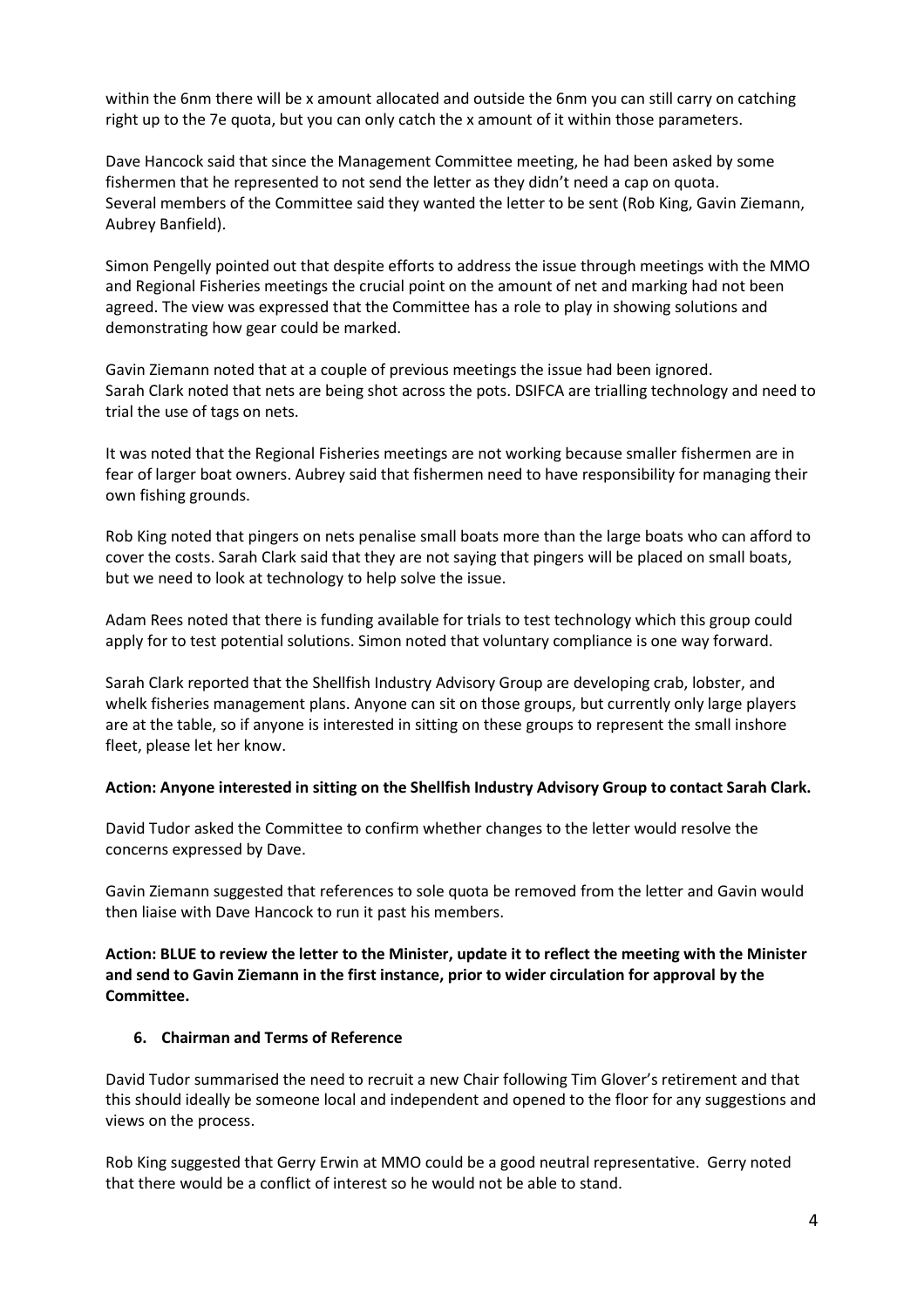within the 6nm there will be x amount allocated and outside the 6nm you can still carry on catching right up to the 7e quota, but you can only catch the x amount of it within those parameters.

Dave Hancock said that since the Management Committee meeting, he had been asked by some fishermen that he represented to not send the letter as they didn't need a cap on quota.
Several members of the Committee said they wanted the letter to be sent (Rob King, Gavin Ziemann, Aubrey Banfield).

Simon Pengelly pointed out that despite efforts to address the issue through meetings with the MMO and Regional Fisheries meetings the crucial point on the amount of net and marking had not been agreed. The view was expressed that the Committee has a role to play in showing solutions and demonstrating how gear could be marked.

Gavin Ziemann noted that at a couple of previous meetings the issue had been ignored.
Sarah Clark noted that nets are being shot across the pots. DSIFCA are trialling technology and need to trial the use of tags on nets.

It was noted that the Regional Fisheries meetings are not working because smaller fishermen are in fear of larger boat owners. Aubrey said that fishermen need to have responsibility for managing their own fishing grounds.

Rob King noted that pingers on nets penalise small boats more than the large boats who can afford to cover the costs. Sarah Clark said that they are not saying that pingers will be placed on small boats, but we need to look at technology to help solve the issue.

Adam Rees noted that there is funding available for trials to test technology which this group could apply for to test potential solutions. Simon noted that voluntary compliance is one way forward.

Sarah Clark reported that the Shellfish Industry Advisory Group are developing crab, lobster, and whelk fisheries management plans. Anyone can sit on those groups, but currently only large players are at the table, so if anyone is interested in sitting on these groups to represent the small inshore fleet, please let her know.

**Action: Anyone interested in sitting on the Shellfish Industry Advisory Group to contact Sarah Clark.**

David Tudor asked the Committee to confirm whether changes to the letter would resolve the concerns expressed by Dave.

Gavin Ziemann suggested that references to sole quota be removed from the letter and Gavin would then liaise with Dave Hancock to run it past his members.

**Action: BLUE to review the letter to the Minister, update it to reflect the meeting with the Minister and send to Gavin Ziemann in the first instance, prior to wider circulation for approval by the Committee.**

## 6. Chairman and Terms of Reference

David Tudor summarised the need to recruit a new Chair following Tim Glover's retirement and that this should ideally be someone local and independent and opened to the floor for any suggestions and views on the process.

Rob King suggested that Gerry Erwin at MMO could be a good neutral representative. Gerry noted that there would be a conflict of interest so he would not be able to stand.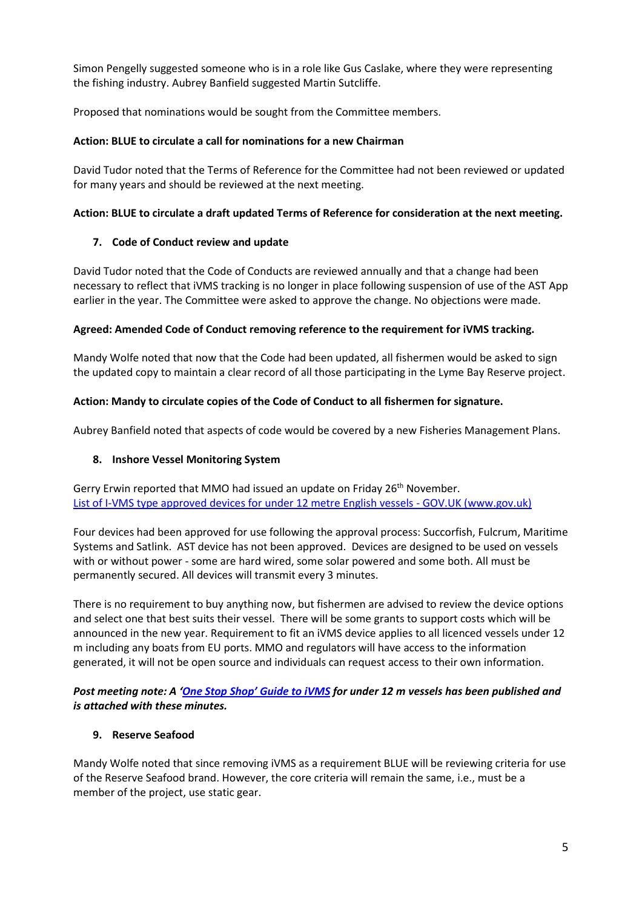Simon Pengelly suggested someone who is in a role like Gus Caslake, where they were representing the fishing industry. Aubrey Banfield suggested Martin Sutcliffe.

Proposed that nominations would be sought from the Committee members.

**Action: BLUE to circulate a call for nominations for a new Chairman**

David Tudor noted that the Terms of Reference for the Committee had not been reviewed or updated for many years and should be reviewed at the next meeting.

**Action: BLUE to circulate a draft updated Terms of Reference for consideration at the next meeting.**

7. **Code of Conduct review and update**

David Tudor noted that the Code of Conducts are reviewed annually and that a change had been necessary to reflect that iVMS tracking is no longer in place following suspension of use of the AST App earlier in the year. The Committee were asked to approve the change. No objections were made.

**Agreed: Amended Code of Conduct removing reference to the requirement for iVMS tracking.**

Mandy Wolfe noted that now that the Code had been updated, all fishermen would be asked to sign the updated copy to maintain a clear record of all those participating in the Lyme Bay Reserve project.

**Action: Mandy to circulate copies of the Code of Conduct to all fishermen for signature.**

Aubrey Banfield noted that aspects of code would be covered by a new Fisheries Management Plans.

8. **Inshore Vessel Monitoring System**

Gerry Erwin reported that MMO had issued an update on Friday 26th November.
[List of I-VMS type approved devices for under 12 metre English vessels - GOV.UK (www.gov.uk)]

Four devices had been approved for use following the approval process: Succorfish, Fulcrum, Maritime Systems and Satlink. AST device has not been approved. Devices are designed to be used on vessels with or without power - some are hard wired, some solar powered and some both. All must be permanently secured. All devices will transmit every 3 minutes.

There is no requirement to buy anything now, but fishermen are advised to review the device options and select one that best suits their vessel. There will be some grants to support costs which will be announced in the new year. Requirement to fit an iVMS device applies to all licenced vessels under 12 m including any boats from EU ports. MMO and regulators will have access to the information generated, it will not be open source and individuals can request access to their own information.

***Post meeting note: A 'One Stop Shop' Guide to iVMS for under 12 m vessels has been published and is attached with these minutes.***

9. **Reserve Seafood**

Mandy Wolfe noted that since removing iVMS as a requirement BLUE will be reviewing criteria for use of the Reserve Seafood brand. However, the core criteria will remain the same, i.e., must be a member of the project, use static gear.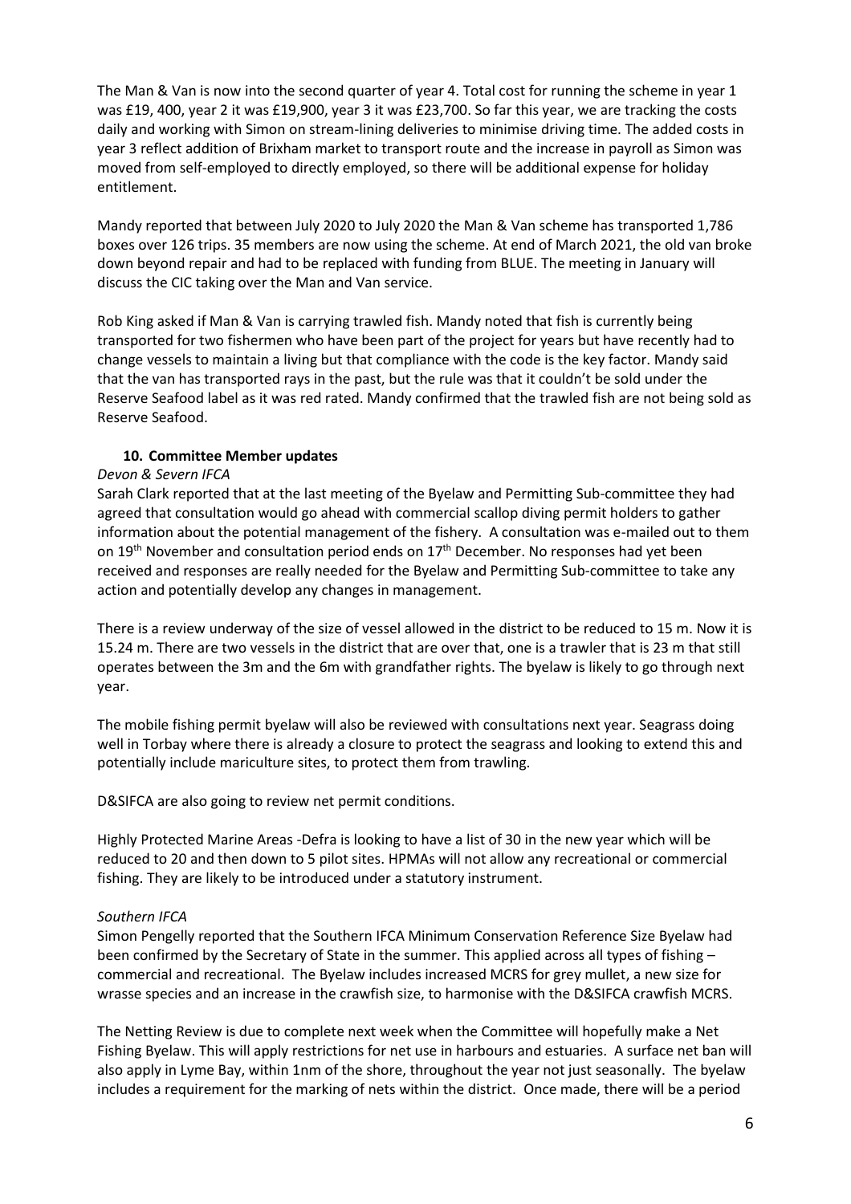The Man & Van is now into the second quarter of year 4. Total cost for running the scheme in year 1 was £19, 400, year 2 it was £19,900, year 3 it was £23,700. So far this year, we are tracking the costs daily and working with Simon on stream-lining deliveries to minimise driving time. The added costs in year 3 reflect addition of Brixham market to transport route and the increase in payroll as Simon was moved from self-employed to directly employed, so there will be additional expense for holiday entitlement.

Mandy reported that between July 2020 to July 2020 the Man & Van scheme has transported 1,786 boxes over 126 trips. 35 members are now using the scheme. At end of March 2021, the old van broke down beyond repair and had to be replaced with funding from BLUE. The meeting in January will discuss the CIC taking over the Man and Van service.

Rob King asked if Man & Van is carrying trawled fish. Mandy noted that fish is currently being transported for two fishermen who have been part of the project for years but have recently had to change vessels to maintain a living but that compliance with the code is the key factor. Mandy said that the van has transported rays in the past, but the rule was that it couldn't be sold under the Reserve Seafood label as it was red rated. Mandy confirmed that the trawled fish are not being sold as Reserve Seafood.

### 10. Committee Member updates

*Devon & Severn IFCA*

Sarah Clark reported that at the last meeting of the Byelaw and Permitting Sub-committee they had agreed that consultation would go ahead with commercial scallop diving permit holders to gather information about the potential management of the fishery. A consultation was e-mailed out to them on 19th November and consultation period ends on 17th December. No responses had yet been received and responses are really needed for the Byelaw and Permitting Sub-committee to take any action and potentially develop any changes in management.

There is a review underway of the size of vessel allowed in the district to be reduced to 15 m. Now it is 15.24 m. There are two vessels in the district that are over that, one is a trawler that is 23 m that still operates between the 3m and the 6m with grandfather rights. The byelaw is likely to go through next year.

The mobile fishing permit byelaw will also be reviewed with consultations next year. Seagrass doing well in Torbay where there is already a closure to protect the seagrass and looking to extend this and potentially include mariculture sites, to protect them from trawling.

D&SIFCA are also going to review net permit conditions.

Highly Protected Marine Areas -Defra is looking to have a list of 30 in the new year which will be reduced to 20 and then down to 5 pilot sites. HPMAs will not allow any recreational or commercial fishing. They are likely to be introduced under a statutory instrument.

*Southern IFCA*

Simon Pengelly reported that the Southern IFCA Minimum Conservation Reference Size Byelaw had been confirmed by the Secretary of State in the summer. This applied across all types of fishing – commercial and recreational. The Byelaw includes increased MCRS for grey mullet, a new size for wrasse species and an increase in the crawfish size, to harmonise with the D&SIFCA crawfish MCRS.

The Netting Review is due to complete next week when the Committee will hopefully make a Net Fishing Byelaw. This will apply restrictions for net use in harbours and estuaries. A surface net ban will also apply in Lyme Bay, within 1nm of the shore, throughout the year not just seasonally. The byelaw includes a requirement for the marking of nets within the district. Once made, there will be a period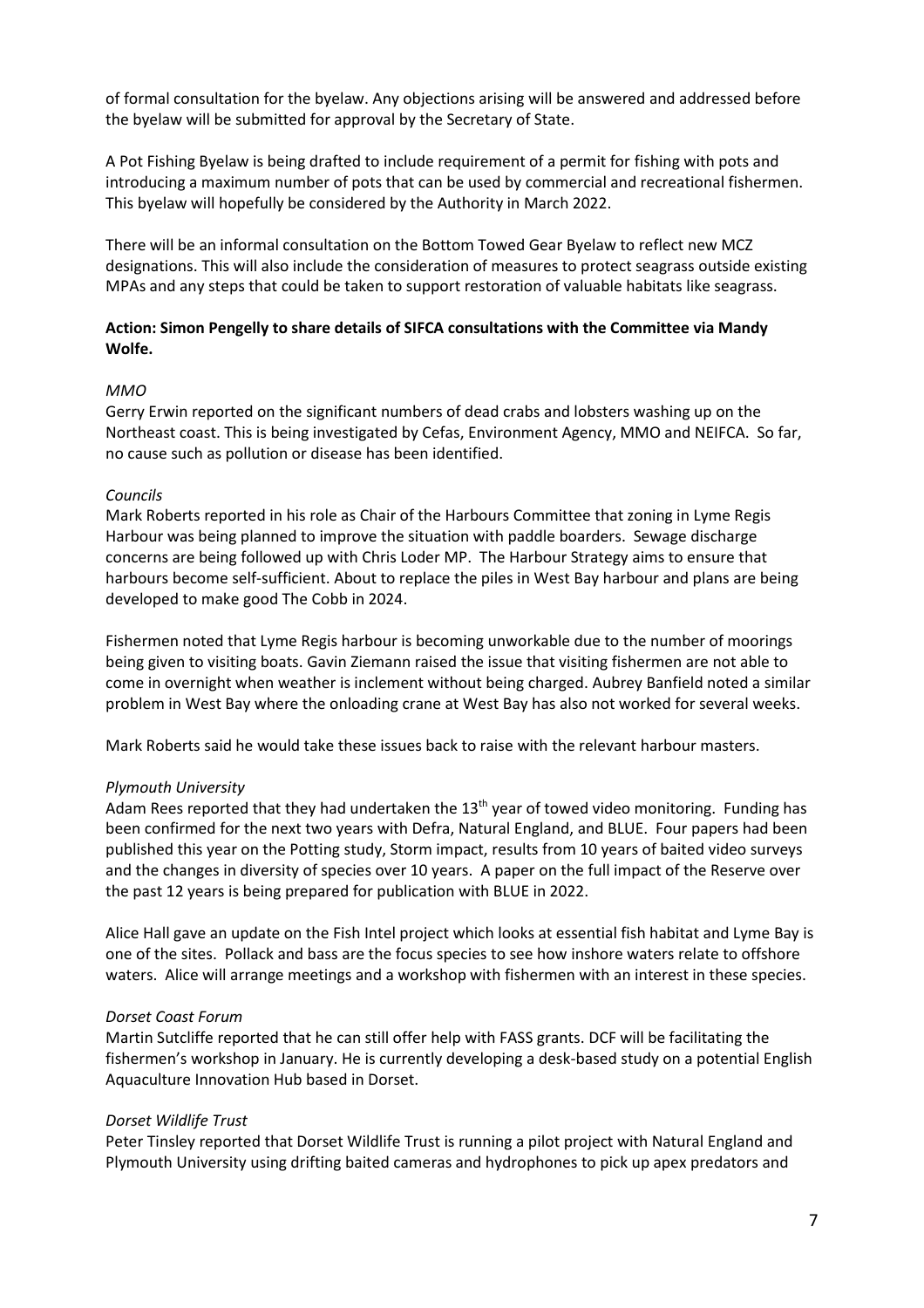of formal consultation for the byelaw. Any objections arising will be answered and addressed before the byelaw will be submitted for approval by the Secretary of State.

A Pot Fishing Byelaw is being drafted to include requirement of a permit for fishing with pots and introducing a maximum number of pots that can be used by commercial and recreational fishermen. This byelaw will hopefully be considered by the Authority in March 2022.

There will be an informal consultation on the Bottom Towed Gear Byelaw to reflect new MCZ designations. This will also include the consideration of measures to protect seagrass outside existing MPAs and any steps that could be taken to support restoration of valuable habitats like seagrass.

**Action: Simon Pengelly to share details of SIFCA consultations with the Committee via Mandy Wolfe.**

*MMO*

Gerry Erwin reported on the significant numbers of dead crabs and lobsters washing up on the Northeast coast. This is being investigated by Cefas, Environment Agency, MMO and NEIFCA. So far, no cause such as pollution or disease has been identified.

*Councils*

Mark Roberts reported in his role as Chair of the Harbours Committee that zoning in Lyme Regis Harbour was being planned to improve the situation with paddle boarders. Sewage discharge concerns are being followed up with Chris Loder MP. The Harbour Strategy aims to ensure that harbours become self-sufficient. About to replace the piles in West Bay harbour and plans are being developed to make good The Cobb in 2024.

Fishermen noted that Lyme Regis harbour is becoming unworkable due to the number of moorings being given to visiting boats. Gavin Ziemann raised the issue that visiting fishermen are not able to come in overnight when weather is inclement without being charged. Aubrey Banfield noted a similar problem in West Bay where the onloading crane at West Bay has also not worked for several weeks.

Mark Roberts said he would take these issues back to raise with the relevant harbour masters.

*Plymouth University*

Adam Rees reported that they had undertaken the 13th year of towed video monitoring. Funding has been confirmed for the next two years with Defra, Natural England, and BLUE. Four papers had been published this year on the Potting study, Storm impact, results from 10 years of baited video surveys and the changes in diversity of species over 10 years. A paper on the full impact of the Reserve over the past 12 years is being prepared for publication with BLUE in 2022.

Alice Hall gave an update on the Fish Intel project which looks at essential fish habitat and Lyme Bay is one of the sites. Pollack and bass are the focus species to see how inshore waters relate to offshore waters. Alice will arrange meetings and a workshop with fishermen with an interest in these species.

*Dorset Coast Forum*

Martin Sutcliffe reported that he can still offer help with FASS grants. DCF will be facilitating the fishermen's workshop in January. He is currently developing a desk-based study on a potential English Aquaculture Innovation Hub based in Dorset.

*Dorset Wildlife Trust*

Peter Tinsley reported that Dorset Wildlife Trust is running a pilot project with Natural England and Plymouth University using drifting baited cameras and hydrophones to pick up apex predators and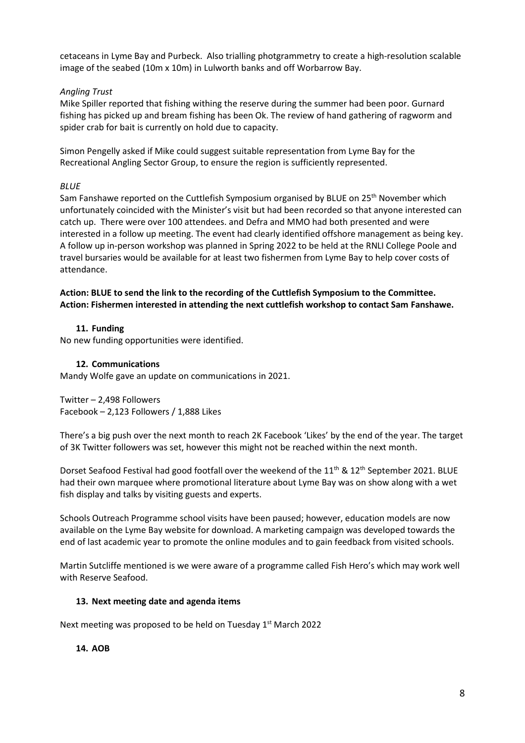cetaceans in Lyme Bay and Purbeck. Also trialling photgrammetry to create a high-resolution scalable image of the seabed (10m x 10m) in Lulworth banks and off Worbarrow Bay.

*Angling Trust*

Mike Spiller reported that fishing withing the reserve during the summer had been poor. Gurnard fishing has picked up and bream fishing has been Ok. The review of hand gathering of ragworm and spider crab for bait is currently on hold due to capacity.

Simon Pengelly asked if Mike could suggest suitable representation from Lyme Bay for the Recreational Angling Sector Group, to ensure the region is sufficiently represented.

*BLUE*

Sam Fanshawe reported on the Cuttlefish Symposium organised by BLUE on 25th November which unfortunately coincided with the Minister's visit but had been recorded so that anyone interested can catch up. There were over 100 attendees. and Defra and MMO had both presented and were interested in a follow up meeting. The event had clearly identified offshore management as being key. A follow up in-person workshop was planned in Spring 2022 to be held at the RNLI College Poole and travel bursaries would be available for at least two fishermen from Lyme Bay to help cover costs of attendance.

**Action: BLUE to send the link to the recording of the Cuttlefish Symposium to the Committee.**
**Action: Fishermen interested in attending the next cuttlefish workshop to contact Sam Fanshawe.**

### 11. Funding

No new funding opportunities were identified.

### 12. Communications

Mandy Wolfe gave an update on communications in 2021.

Twitter – 2,498 Followers
Facebook – 2,123 Followers / 1,888 Likes

There's a big push over the next month to reach 2K Facebook 'Likes' by the end of the year. The target of 3K Twitter followers was set, however this might not be reached within the next month.

Dorset Seafood Festival had good footfall over the weekend of the 11th & 12th September 2021. BLUE had their own marquee where promotional literature about Lyme Bay was on show along with a wet fish display and talks by visiting guests and experts.

Schools Outreach Programme school visits have been paused; however, education models are now available on the Lyme Bay website for download. A marketing campaign was developed towards the end of last academic year to promote the online modules and to gain feedback from visited schools.

Martin Sutcliffe mentioned is we were aware of a programme called Fish Hero's which may work well with Reserve Seafood.

### 13. Next meeting date and agenda items

Next meeting was proposed to be held on Tuesday 1st March 2022

### 14. AOB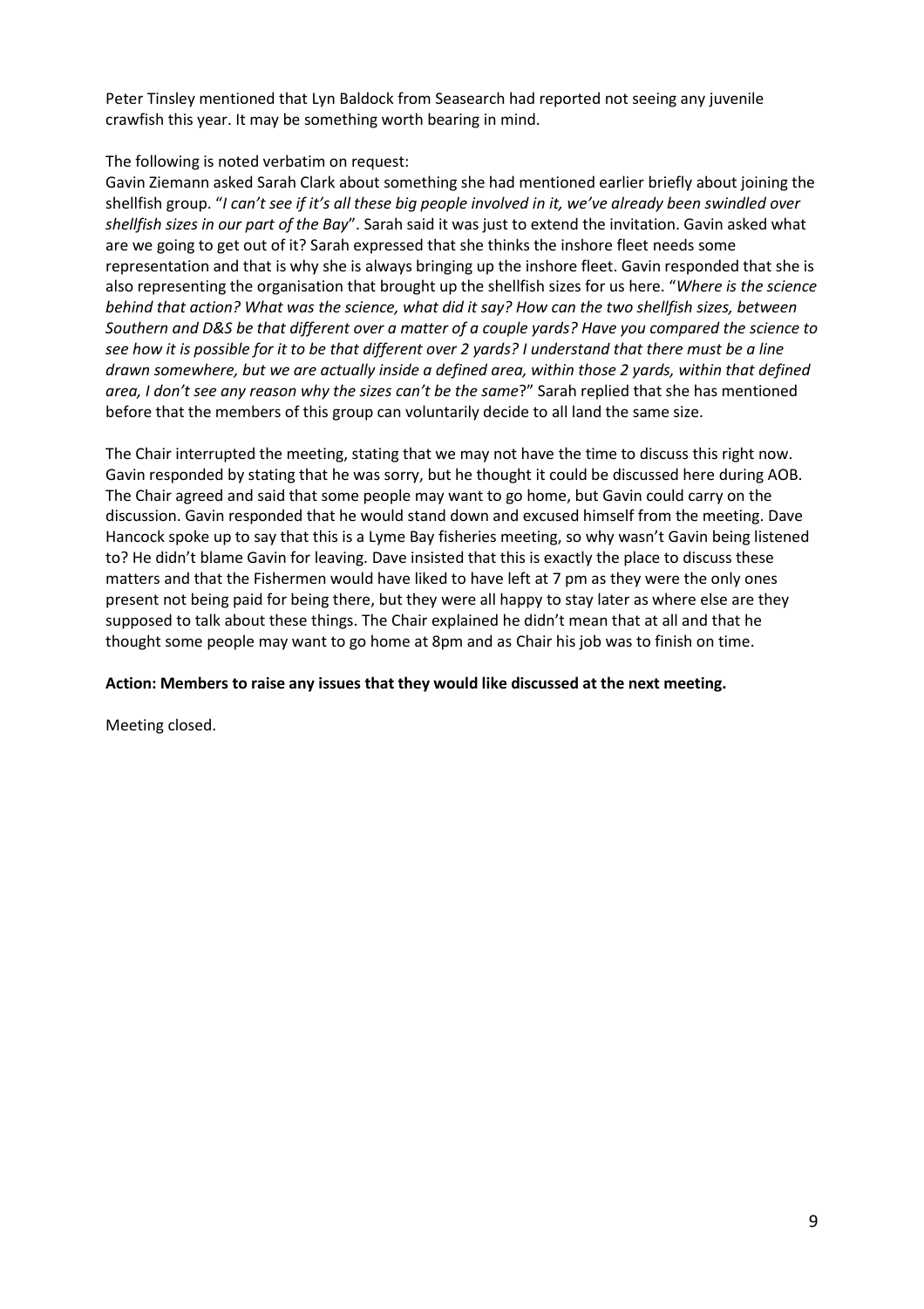Peter Tinsley mentioned that Lyn Baldock from Seasearch had reported not seeing any juvenile crawfish this year. It may be something worth bearing in mind.

The following is noted verbatim on request:

Gavin Ziemann asked Sarah Clark about something she had mentioned earlier briefly about joining the shellfish group. "*I can't see if it's all these big people involved in it, we've already been swindled over shellfish sizes in our part of the Bay*". Sarah said it was just to extend the invitation. Gavin asked what are we going to get out of it? Sarah expressed that she thinks the inshore fleet needs some representation and that is why she is always bringing up the inshore fleet. Gavin responded that she is also representing the organisation that brought up the shellfish sizes for us here. "*Where is the science behind that action? What was the science, what did it say? How can the two shellfish sizes, between Southern and D&S be that different over a matter of a couple yards? Have you compared the science to see how it is possible for it to be that different over 2 yards? I understand that there must be a line drawn somewhere, but we are actually inside a defined area, within those 2 yards, within that defined area, I don't see any reason why the sizes can't be the same*?" Sarah replied that she has mentioned before that the members of this group can voluntarily decide to all land the same size.

The Chair interrupted the meeting, stating that we may not have the time to discuss this right now. Gavin responded by stating that he was sorry, but he thought it could be discussed here during AOB. The Chair agreed and said that some people may want to go home, but Gavin could carry on the discussion. Gavin responded that he would stand down and excused himself from the meeting. Dave Hancock spoke up to say that this is a Lyme Bay fisheries meeting, so why wasn't Gavin being listened to? He didn't blame Gavin for leaving. Dave insisted that this is exactly the place to discuss these matters and that the Fishermen would have liked to have left at 7 pm as they were the only ones present not being paid for being there, but they were all happy to stay later as where else are they supposed to talk about these things. The Chair explained he didn't mean that at all and that he thought some people may want to go home at 8pm and as Chair his job was to finish on time.

**Action: Members to raise any issues that they would like discussed at the next meeting.**

Meeting closed.